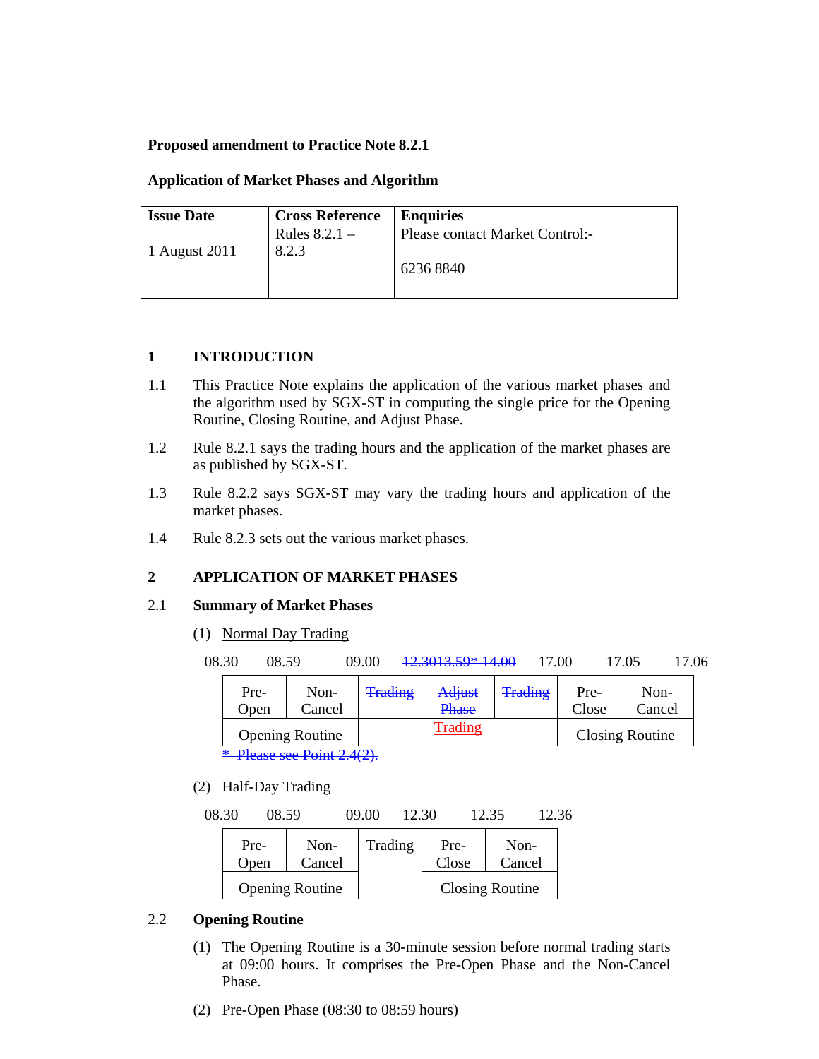**Proposed amendment to Practice Note 8.2.1**

**Application of Market Phases and Algorithm**

| **Issue Date** | **Cross Reference** | **Enquiries** |
| --- | --- | --- |
| 1 August 2011 | Rules 8.2.1 – 8.2.3 | Please contact Market Control:- 6236 8840 |

## 1 INTRODUCTION

1.1 This Practice Note explains the application of the various market phases and the algorithm used by SGX-ST in computing the single price for the Opening Routine, Closing Routine, and Adjust Phase.

1.2 Rule 8.2.1 says the trading hours and the application of the market phases are as published by SGX-ST.

1.3 Rule 8.2.2 says SGX-ST may vary the trading hours and application of the market phases.

1.4 Rule 8.2.3 sets out the various market phases.

## 2 APPLICATION OF MARKET PHASES

### 2.1 Summary of Market Phases

(1) Normal Day Trading

| 08.30 | 08.59 | 09.00 | ~~12.30~~ ~~13.59*~~ ~~14.00~~ | | 17.00 | 17.05 | 17.06 |
| --- | --- | --- | --- | --- | --- | --- | --- |
| Pre-Open | Non-Cancel | ~~Trading~~ | ~~Adjust Phase~~ | ~~Trading~~ | Pre-Close | Non-Cancel | |
| Opening Routine | | Trading | | | Closing Routine | | |

~~* Please see Point 2.4(2).~~

(2) Half-Day Trading

| 08.30 | 08.59 | 09.00 | 12.30 | 12.35 | 12.36 |
| --- | --- | --- | --- | --- | --- |
| Pre-Open | Non-Cancel | Trading | Pre-Close | Non-Cancel | |
| Opening Routine | | | Closing Routine | | |

### 2.2 Opening Routine

(1) The Opening Routine is a 30-minute session before normal trading starts at 09:00 hours. It comprises the Pre-Open Phase and the Non-Cancel Phase.

(2) Pre-Open Phase (08:30 to 08:59 hours)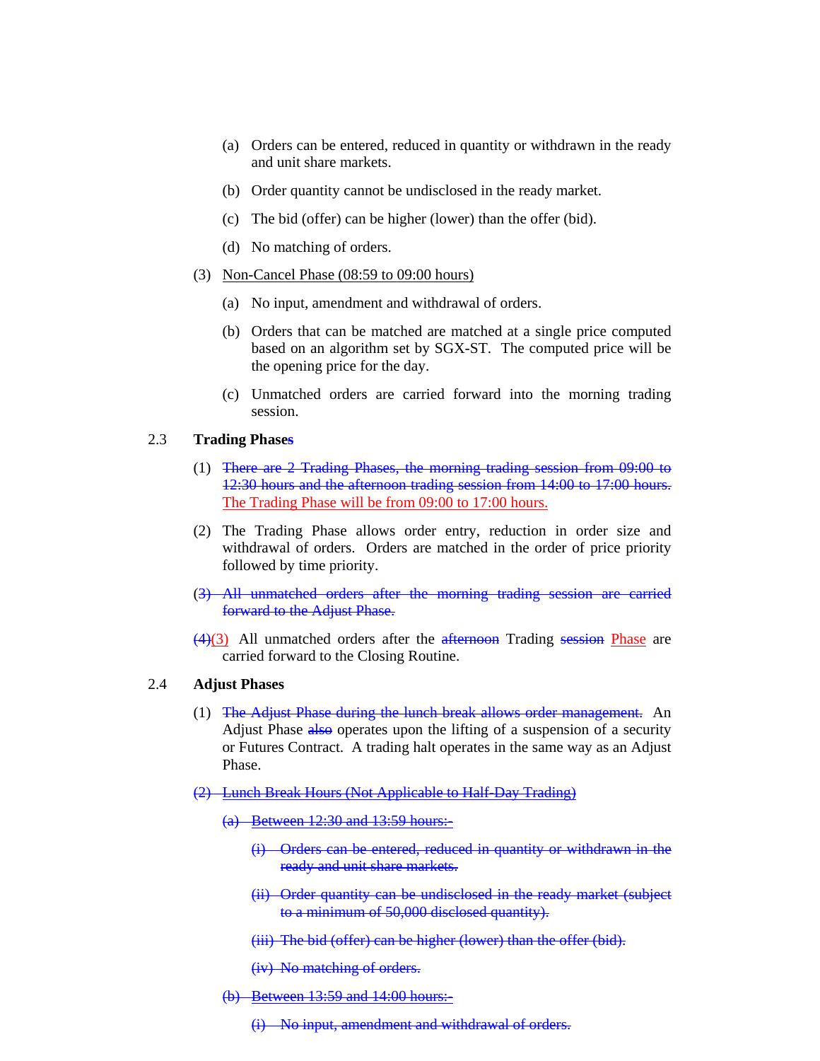(a) Orders can be entered, reduced in quantity or withdrawn in the ready and unit share markets.

(b) Order quantity cannot be undisclosed in the ready market.

(c) The bid (offer) can be higher (lower) than the offer (bid).

(d) No matching of orders.

(3) <u>Non-Cancel Phase (08:59 to 09:00 hours)</u>

(a) No input, amendment and withdrawal of orders.

(b) Orders that can be matched are matched at a single price computed based on an algorithm set by SGX-ST. The computed price will be the opening price for the day.

(c) Unmatched orders are carried forward into the morning trading session.

**2.3 Trading Phases**

(1) ~~There are 2 Trading Phases, the morning trading session from 09:00 to 12:30 hours and the afternoon trading session from 14:00 to 17:00 hours.~~ <u>The Trading Phase will be from 09:00 to 17:00 hours.</u>

(2) The Trading Phase allows order entry, reduction in order size and withdrawal of orders. Orders are matched in the order of price priority followed by time priority.

~~(3) All unmatched orders after the morning trading session are carried forward to the Adjust Phase.~~

~~(4)~~<u>(3)</u> All unmatched orders after the ~~afternoon~~ Trading ~~session~~ <u>Phase</u> are carried forward to the Closing Routine.

**2.4 Adjust Phases**

(1) ~~The Adjust Phase during the lunch break allows order management.~~ An Adjust Phase ~~also~~ operates upon the lifting of a suspension of a security or Futures Contract. A trading halt operates in the same way as an Adjust Phase.

~~(2) Lunch Break Hours (Not Applicable to Half-Day Trading)~~

~~(a) Between 12:30 and 13:59 hours:-~~

~~(i) Orders can be entered, reduced in quantity or withdrawn in the ready and unit share markets.~~

~~(ii) Order quantity can be undisclosed in the ready market (subject to a minimum of 50,000 disclosed quantity).~~

~~(iii) The bid (offer) can be higher (lower) than the offer (bid).~~

~~(iv) No matching of orders.~~

~~(b) Between 13:59 and 14:00 hours:-~~

~~(i) No input, amendment and withdrawal of orders.~~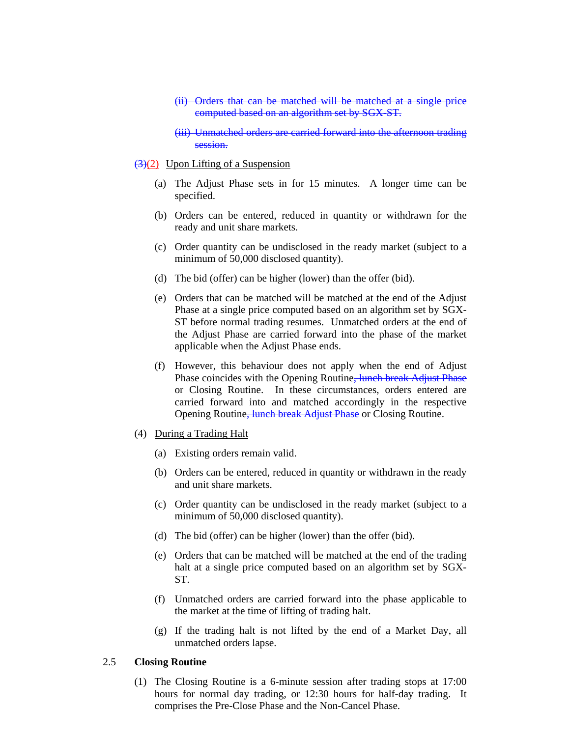~~(ii) Orders that can be matched will be matched at a single price computed based on an algorithm set by SGX-ST.~~

~~(iii) Unmatched orders are carried forward into the afternoon trading session.~~

~~(3)~~(2) Upon Lifting of a Suspension

(a) The Adjust Phase sets in for 15 minutes. A longer time can be specified.

(b) Orders can be entered, reduced in quantity or withdrawn for the ready and unit share markets.

(c) Order quantity can be undisclosed in the ready market (subject to a minimum of 50,000 disclosed quantity).

(d) The bid (offer) can be higher (lower) than the offer (bid).

(e) Orders that can be matched will be matched at the end of the Adjust Phase at a single price computed based on an algorithm set by SGX-ST before normal trading resumes. Unmatched orders at the end of the Adjust Phase are carried forward into the phase of the market applicable when the Adjust Phase ends.

(f) However, this behaviour does not apply when the end of Adjust Phase coincides with the Opening Routine~~, lunch break Adjust Phase~~ or Closing Routine. In these circumstances, orders entered are carried forward into and matched accordingly in the respective Opening Routine~~, lunch break Adjust Phase~~ or Closing Routine.

(4) During a Trading Halt

(a) Existing orders remain valid.

(b) Orders can be entered, reduced in quantity or withdrawn in the ready and unit share markets.

(c) Order quantity can be undisclosed in the ready market (subject to a minimum of 50,000 disclosed quantity).

(d) The bid (offer) can be higher (lower) than the offer (bid).

(e) Orders that can be matched will be matched at the end of the trading halt at a single price computed based on an algorithm set by SGX-ST.

(f) Unmatched orders are carried forward into the phase applicable to the market at the time of lifting of trading halt.

(g) If the trading halt is not lifted by the end of a Market Day, all unmatched orders lapse.

2.5 **Closing Routine**

(1) The Closing Routine is a 6-minute session after trading stops at 17:00 hours for normal day trading, or 12:30 hours for half-day trading. It comprises the Pre-Close Phase and the Non-Cancel Phase.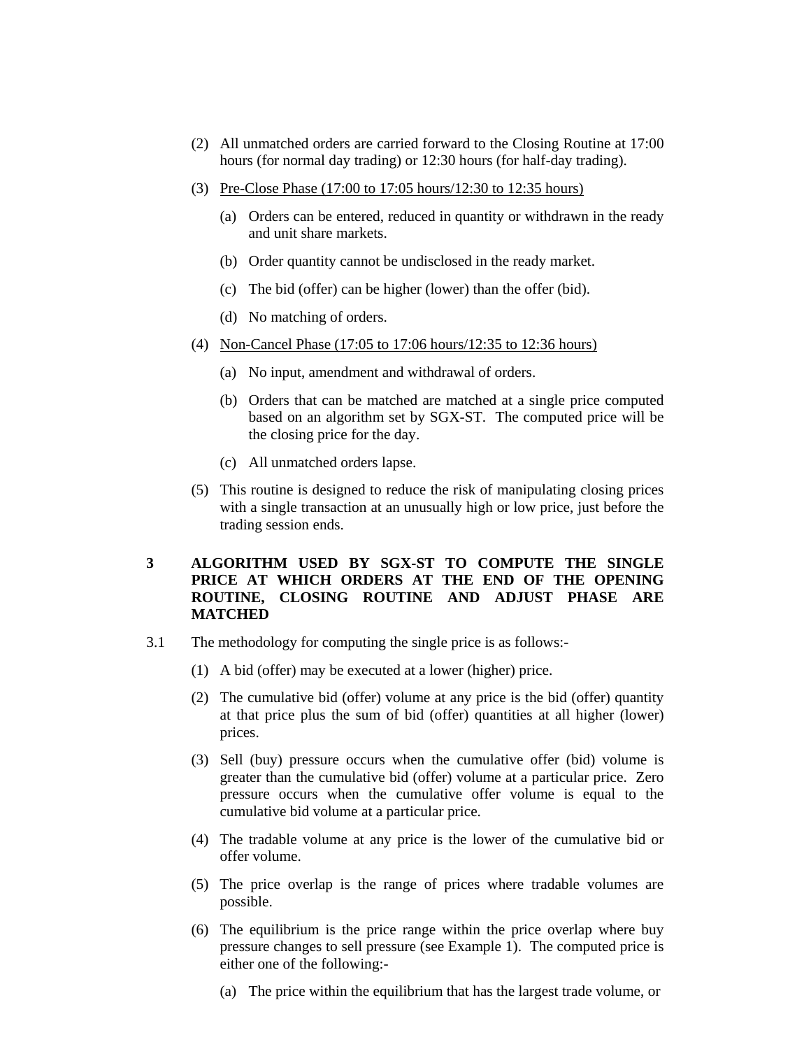(2) All unmatched orders are carried forward to the Closing Routine at 17:00 hours (for normal day trading) or 12:30 hours (for half-day trading).

(3) <u>Pre-Close Phase (17:00 to 17:05 hours/12:30 to 12:35 hours)</u>

   (a) Orders can be entered, reduced in quantity or withdrawn in the ready and unit share markets.

   (b) Order quantity cannot be undisclosed in the ready market.

   (c) The bid (offer) can be higher (lower) than the offer (bid).

   (d) No matching of orders.

(4) <u>Non-Cancel Phase (17:05 to 17:06 hours/12:35 to 12:36 hours)</u>

   (a) No input, amendment and withdrawal of orders.

   (b) Orders that can be matched are matched at a single price computed based on an algorithm set by SGX-ST. The computed price will be the closing price for the day.

   (c) All unmatched orders lapse.

(5) This routine is designed to reduce the risk of manipulating closing prices with a single transaction at an unusually high or low price, just before the trading session ends.

## 3 ALGORITHM USED BY SGX-ST TO COMPUTE THE SINGLE PRICE AT WHICH ORDERS AT THE END OF THE OPENING ROUTINE, CLOSING ROUTINE AND ADJUST PHASE ARE MATCHED

3.1 The methodology for computing the single price is as follows:-

(1) A bid (offer) may be executed at a lower (higher) price.

(2) The cumulative bid (offer) volume at any price is the bid (offer) quantity at that price plus the sum of bid (offer) quantities at all higher (lower) prices.

(3) Sell (buy) pressure occurs when the cumulative offer (bid) volume is greater than the cumulative bid (offer) volume at a particular price. Zero pressure occurs when the cumulative offer volume is equal to the cumulative bid volume at a particular price.

(4) The tradable volume at any price is the lower of the cumulative bid or offer volume.

(5) The price overlap is the range of prices where tradable volumes are possible.

(6) The equilibrium is the price range within the price overlap where buy pressure changes to sell pressure (see Example 1). The computed price is either one of the following:-

   (a) The price within the equilibrium that has the largest trade volume, or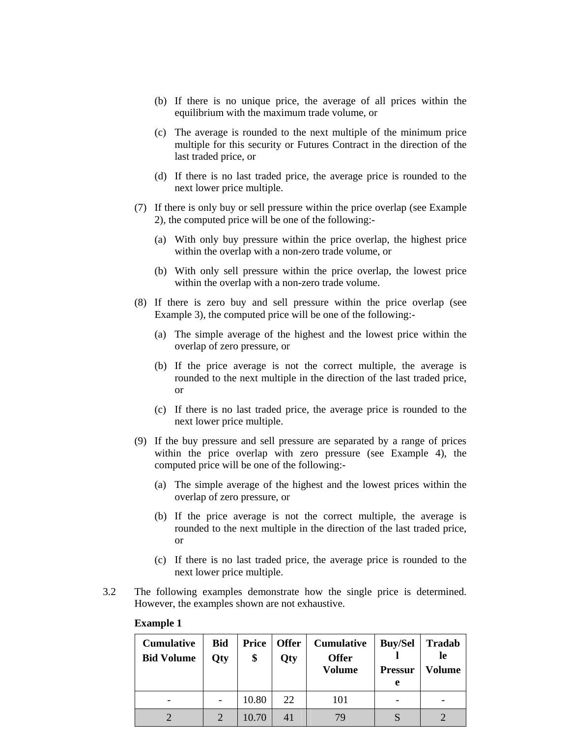(b) If there is no unique price, the average of all prices within the equilibrium with the maximum trade volume, or

(c) The average is rounded to the next multiple of the minimum price multiple for this security or Futures Contract in the direction of the last traded price, or

(d) If there is no last traded price, the average price is rounded to the next lower price multiple.

(7) If there is only buy or sell pressure within the price overlap (see Example 2), the computed price will be one of the following:-

(a) With only buy pressure within the price overlap, the highest price within the overlap with a non-zero trade volume, or

(b) With only sell pressure within the price overlap, the lowest price within the overlap with a non-zero trade volume.

(8) If there is zero buy and sell pressure within the price overlap (see Example 3), the computed price will be one of the following:-

(a) The simple average of the highest and the lowest price within the overlap of zero pressure, or

(b) If the price average is not the correct multiple, the average is rounded to the next multiple in the direction of the last traded price, or

(c) If there is no last traded price, the average price is rounded to the next lower price multiple.

(9) If the buy pressure and sell pressure are separated by a range of prices within the price overlap with zero pressure (see Example 4), the computed price will be one of the following:-

(a) The simple average of the highest and the lowest prices within the overlap of zero pressure, or

(b) If the price average is not the correct multiple, the average is rounded to the next multiple in the direction of the last traded price, or

(c) If there is no last traded price, the average price is rounded to the next lower price multiple.

3.2 The following examples demonstrate how the single price is determined. However, the examples shown are not exhaustive.

**Example 1**

| Cumulative Bid Volume | Bid Qty | Price $ | Offer Qty | Cumulative Offer Volume | Buy/Sell Pressure | Tradable Volume |
|---|---|---|---|---|---|---|
| - | - | 10.80 | 22 | 101 | - | - |
| 2 | 2 | 10.70 | 41 | 79 | S | 2 |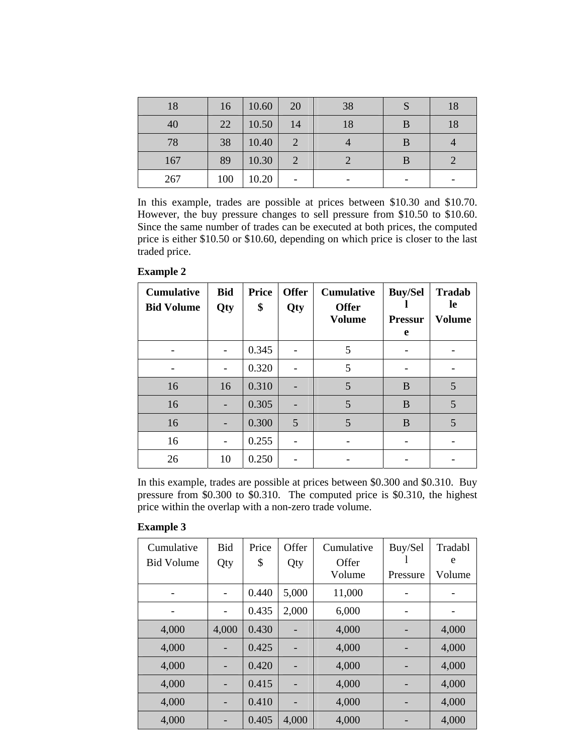| | | | | | | |
|---|---|---|---|---|---|---|
| 18 | 16 | 10.60 | 20 | 38 | S | 18 |
| 40 | 22 | 10.50 | 14 | 18 | B | 18 |
| 78 | 38 | 10.40 | 2 | 4 | B | 4 |
| 167 | 89 | 10.30 | 2 | 2 | B | 2 |
| 267 | 100 | 10.20 | - | - | - | - |

In this example, trades are possible at prices between $10.30 and $10.70. However, the buy pressure changes to sell pressure from $10.50 to $10.60. Since the same number of trades can be executed at both prices, the computed price is either $10.50 or $10.60, depending on which price is closer to the last traded price.

**Example 2**

| **Cumulative Bid Volume** | **Bid Qty** | **Price $** | **Offer Qty** | **Cumulative Offer Volume** | **Buy/Sell Pressure** | **Tradable Volume** |
|---|---|---|---|---|---|---|
| - | - | 0.345 | - | 5 | - | - |
| - | - | 0.320 | - | 5 | - | - |
| 16 | 16 | 0.310 | - | 5 | B | 5 |
| 16 | - | 0.305 | - | 5 | B | 5 |
| 16 | - | 0.300 | 5 | 5 | B | 5 |
| 16 | - | 0.255 | - | - | - | - |
| 26 | 10 | 0.250 | - | - | - | - |

In this example, trades are possible at prices between $0.300 and $0.310. Buy pressure from $0.300 to $0.310. The computed price is $0.310, the highest price within the overlap with a non-zero trade volume.

**Example 3**

| Cumulative Bid Volume | Bid Qty | Price $ | Offer Qty | Cumulative Offer Volume | Buy/Sell Pressure | Tradable Volume |
|---|---|---|---|---|---|---|
| - | - | 0.440 | 5,000 | 11,000 | - | - |
| - | - | 0.435 | 2,000 | 6,000 | - | - |
| 4,000 | 4,000 | 0.430 | - | 4,000 | - | 4,000 |
| 4,000 | - | 0.425 | - | 4,000 | - | 4,000 |
| 4,000 | - | 0.420 | - | 4,000 | - | 4,000 |
| 4,000 | - | 0.415 | - | 4,000 | - | 4,000 |
| 4,000 | - | 0.410 | - | 4,000 | - | 4,000 |
| 4,000 | - | 0.405 | 4,000 | 4,000 | - | 4,000 |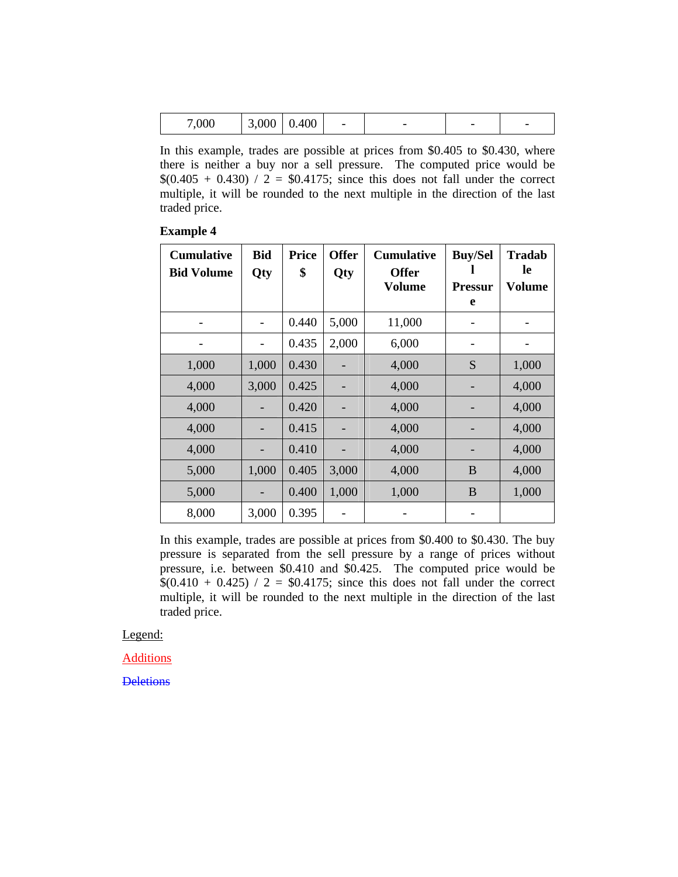| | | | | | | |
|---|---|---|---|---|---|---|
| 7,000 | 3,000 | 0.400 | - | - | - | - |

In this example, trades are possible at prices from $0.405 to $0.430, where there is neither a buy nor a sell pressure. The computed price would be $(0.405 + 0.430) / 2 = $0.4175; since this does not fall under the correct multiple, it will be rounded to the next multiple in the direction of the last traded price.

**Example 4**

| Cumulative Bid Volume | Bid Qty | Price $ | Offer Qty | Cumulative Offer Volume | Buy/Sell Pressure | Tradable Volume |
|---|---|---|---|---|---|---|
| - | - | 0.440 | 5,000 | 11,000 | - | - |
| - | - | 0.435 | 2,000 | 6,000 | - | - |
| 1,000 | 1,000 | 0.430 | - | 4,000 | S | 1,000 |
| 4,000 | 3,000 | 0.425 | - | 4,000 | - | 4,000 |
| 4,000 | - | 0.420 | - | 4,000 | - | 4,000 |
| 4,000 | - | 0.415 | - | 4,000 | - | 4,000 |
| 4,000 | - | 0.410 | - | 4,000 | - | 4,000 |
| 5,000 | 1,000 | 0.405 | 3,000 | 4,000 | B | 4,000 |
| 5,000 | - | 0.400 | 1,000 | 1,000 | B | 1,000 |
| 8,000 | 3,000 | 0.395 | - | - | - | |

In this example, trades are possible at prices from $0.400 to $0.430. The buy pressure is separated from the sell pressure by a range of prices without pressure, i.e. between $0.410 and $0.425. The computed price would be $(0.410 + 0.425) / 2 = $0.4175; since this does not fall under the correct multiple, it will be rounded to the next multiple in the direction of the last traded price.

Legend:

Additions

~~Deletions~~